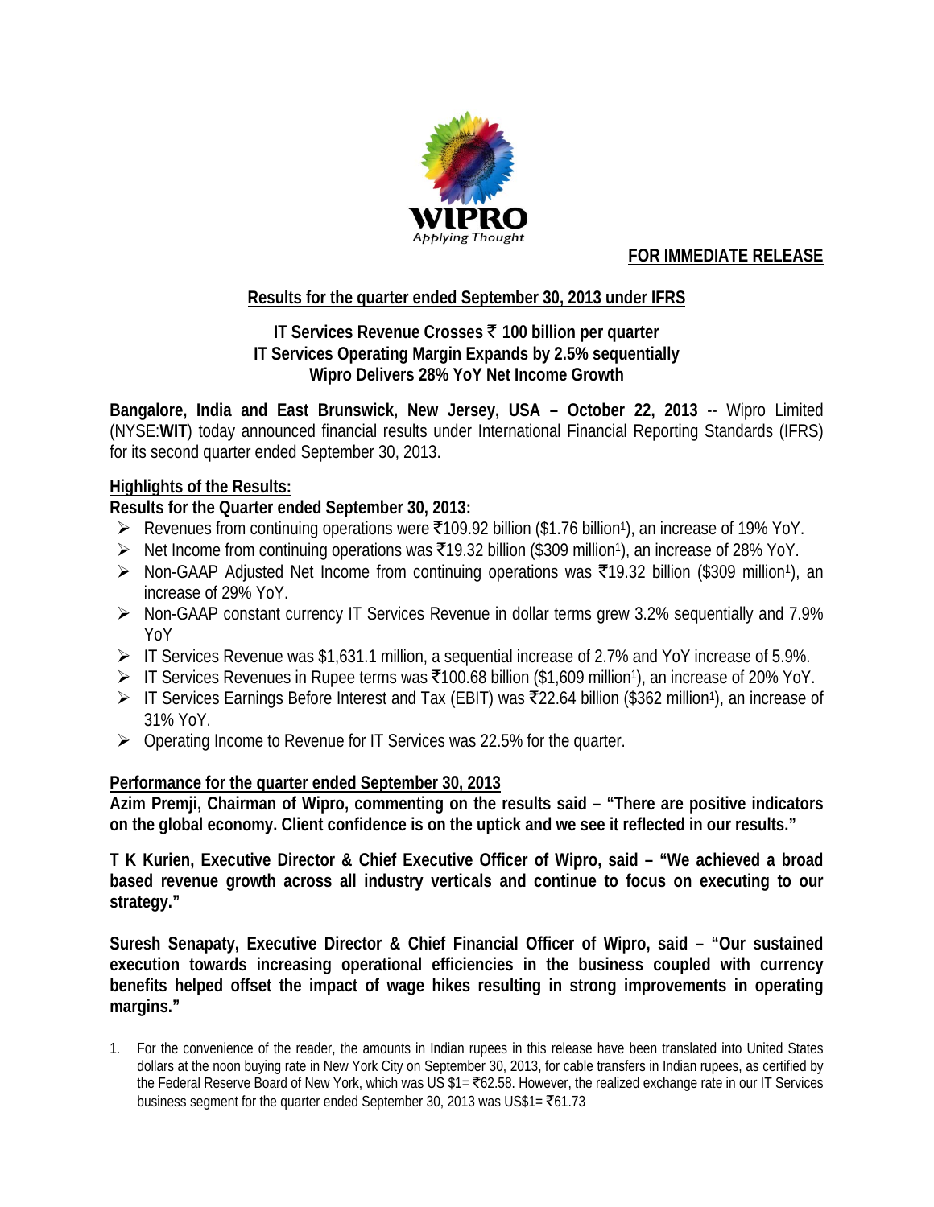**FOR IMMEDIATE RELEASE**

## Results for the quarter ended September 30, 2013 under IFRS

**IT Services Revenue Crosses ₹ 100 billion per quarter**
**IT Services Operating Margin Expands by 2.5% sequentially**
**Wipro Delivers 28% YoY Net Income Growth**

**Bangalore, India and East Brunswick, New Jersey, USA – October 22, 2013** -- Wipro Limited (NYSE:**WIT**) today announced financial results under International Financial Reporting Standards (IFRS) for its second quarter ended September 30, 2013.

### Highlights of the Results:

**Results for the Quarter ended September 30, 2013:**

- Revenues from continuing operations were ₹109.92 billion ($1.76 billion[1]), an increase of 19% YoY.
- Net Income from continuing operations was ₹19.32 billion ($309 million[1]), an increase of 28% YoY.
- Non-GAAP Adjusted Net Income from continuing operations was ₹19.32 billion ($309 million[1]), an increase of 29% YoY.
- Non-GAAP constant currency IT Services Revenue in dollar terms grew 3.2% sequentially and 7.9% YoY
- IT Services Revenue was $1,631.1 million, a sequential increase of 2.7% and YoY increase of 5.9%.
- IT Services Revenues in Rupee terms was ₹100.68 billion ($1,609 million[1]), an increase of 20% YoY.
- IT Services Earnings Before Interest and Tax (EBIT) was ₹22.64 billion ($362 million[1]), an increase of 31% YoY.
- Operating Income to Revenue for IT Services was 22.5% for the quarter.

### Performance for the quarter ended September 30, 2013

**Azim Premji, Chairman of Wipro, commenting on the results said – "There are positive indicators on the global economy. Client confidence is on the uptick and we see it reflected in our results."**

**T K Kurien, Executive Director & Chief Executive Officer of Wipro, said – "We achieved a broad based revenue growth across all industry verticals and continue to focus on executing to our strategy."**

**Suresh Senapaty, Executive Director & Chief Financial Officer of Wipro, said – "Our sustained execution towards increasing operational efficiencies in the business coupled with currency benefits helped offset the impact of wage hikes resulting in strong improvements in operating margins."**

1. For the convenience of the reader, the amounts in Indian rupees in this release have been translated into United States dollars at the noon buying rate in New York City on September 30, 2013, for cable transfers in Indian rupees, as certified by the Federal Reserve Board of New York, which was US $1= ₹62.58. However, the realized exchange rate in our IT Services business segment for the quarter ended September 30, 2013 was US$1= ₹61.73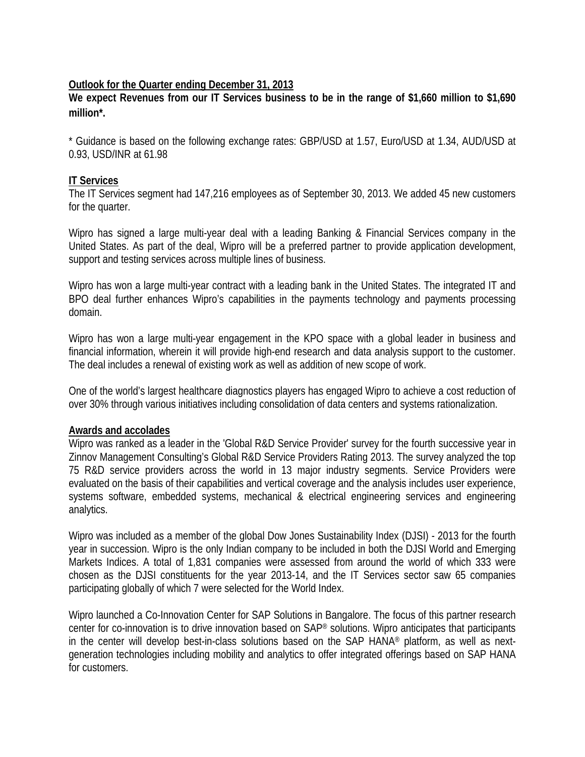**Outlook for the Quarter ending December 31, 2013**

**We expect Revenues from our IT Services business to be in the range of $1,660 million to $1,690 million*.**

* Guidance is based on the following exchange rates: GBP/USD at 1.57, Euro/USD at 1.34, AUD/USD at 0.93, USD/INR at 61.98

**IT Services**

The IT Services segment had 147,216 employees as of September 30, 2013. We added 45 new customers for the quarter.

Wipro has signed a large multi-year deal with a leading Banking & Financial Services company in the United States. As part of the deal, Wipro will be a preferred partner to provide application development, support and testing services across multiple lines of business.

Wipro has won a large multi-year contract with a leading bank in the United States. The integrated IT and BPO deal further enhances Wipro's capabilities in the payments technology and payments processing domain.

Wipro has won a large multi-year engagement in the KPO space with a global leader in business and financial information, wherein it will provide high-end research and data analysis support to the customer. The deal includes a renewal of existing work as well as addition of new scope of work.

One of the world's largest healthcare diagnostics players has engaged Wipro to achieve a cost reduction of over 30% through various initiatives including consolidation of data centers and systems rationalization.

**Awards and accolades**

Wipro was ranked as a leader in the 'Global R&D Service Provider' survey for the fourth successive year in Zinnov Management Consulting's Global R&D Service Providers Rating 2013. The survey analyzed the top 75 R&D service providers across the world in 13 major industry segments. Service Providers were evaluated on the basis of their capabilities and vertical coverage and the analysis includes user experience, systems software, embedded systems, mechanical & electrical engineering services and engineering analytics.

Wipro was included as a member of the global Dow Jones Sustainability Index (DJSI) - 2013 for the fourth year in succession. Wipro is the only Indian company to be included in both the DJSI World and Emerging Markets Indices. A total of 1,831 companies were assessed from around the world of which 333 were chosen as the DJSI constituents for the year 2013-14, and the IT Services sector saw 65 companies participating globally of which 7 were selected for the World Index.

Wipro launched a Co-Innovation Center for SAP Solutions in Bangalore. The focus of this partner research center for co-innovation is to drive innovation based on SAP® solutions. Wipro anticipates that participants in the center will develop best-in-class solutions based on the SAP HANA® platform, as well as next-generation technologies including mobility and analytics to offer integrated offerings based on SAP HANA for customers.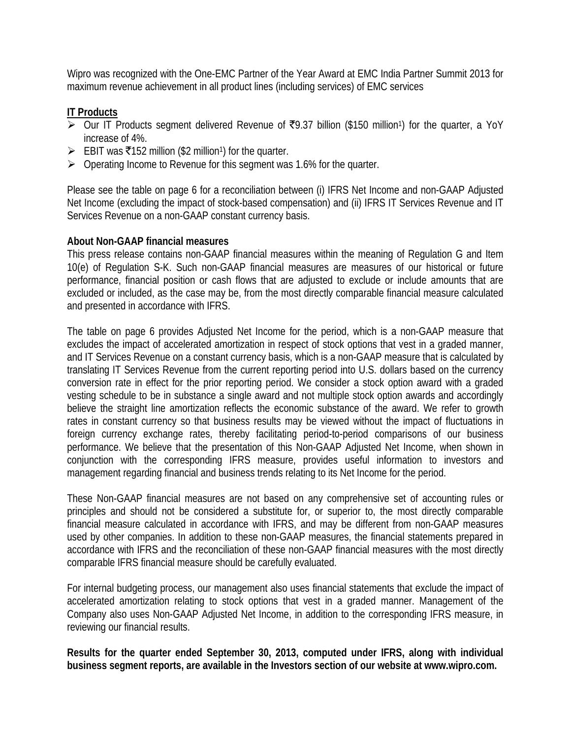Wipro was recognized with the One-EMC Partner of the Year Award at EMC India Partner Summit 2013 for maximum revenue achievement in all product lines (including services) of EMC services

**IT Products**

- Our IT Products segment delivered Revenue of ₹9.37 billion ($150 million[1]) for the quarter, a YoY increase of 4%.
- EBIT was ₹152 million ($2 million[1]) for the quarter.
- Operating Income to Revenue for this segment was 1.6% for the quarter.

Please see the table on page 6 for a reconciliation between (i) IFRS Net Income and non-GAAP Adjusted Net Income (excluding the impact of stock-based compensation) and (ii) IFRS IT Services Revenue and IT Services Revenue on a non-GAAP constant currency basis.

**About Non-GAAP financial measures**

This press release contains non-GAAP financial measures within the meaning of Regulation G and Item 10(e) of Regulation S-K. Such non-GAAP financial measures are measures of our historical or future performance, financial position or cash flows that are adjusted to exclude or include amounts that are excluded or included, as the case may be, from the most directly comparable financial measure calculated and presented in accordance with IFRS.

The table on page 6 provides Adjusted Net Income for the period, which is a non-GAAP measure that excludes the impact of accelerated amortization in respect of stock options that vest in a graded manner, and IT Services Revenue on a constant currency basis, which is a non-GAAP measure that is calculated by translating IT Services Revenue from the current reporting period into U.S. dollars based on the currency conversion rate in effect for the prior reporting period. We consider a stock option award with a graded vesting schedule to be in substance a single award and not multiple stock option awards and accordingly believe the straight line amortization reflects the economic substance of the award. We refer to growth rates in constant currency so that business results may be viewed without the impact of fluctuations in foreign currency exchange rates, thereby facilitating period-to-period comparisons of our business performance. We believe that the presentation of this Non-GAAP Adjusted Net Income, when shown in conjunction with the corresponding IFRS measure, provides useful information to investors and management regarding financial and business trends relating to its Net Income for the period.

These Non-GAAP financial measures are not based on any comprehensive set of accounting rules or principles and should not be considered a substitute for, or superior to, the most directly comparable financial measure calculated in accordance with IFRS, and may be different from non-GAAP measures used by other companies. In addition to these non-GAAP measures, the financial statements prepared in accordance with IFRS and the reconciliation of these non-GAAP financial measures with the most directly comparable IFRS financial measure should be carefully evaluated.

For internal budgeting process, our management also uses financial statements that exclude the impact of accelerated amortization relating to stock options that vest in a graded manner. Management of the Company also uses Non-GAAP Adjusted Net Income, in addition to the corresponding IFRS measure, in reviewing our financial results.

**Results for the quarter ended September 30, 2013, computed under IFRS, along with individual business segment reports, are available in the Investors section of our website at www.wipro.com.**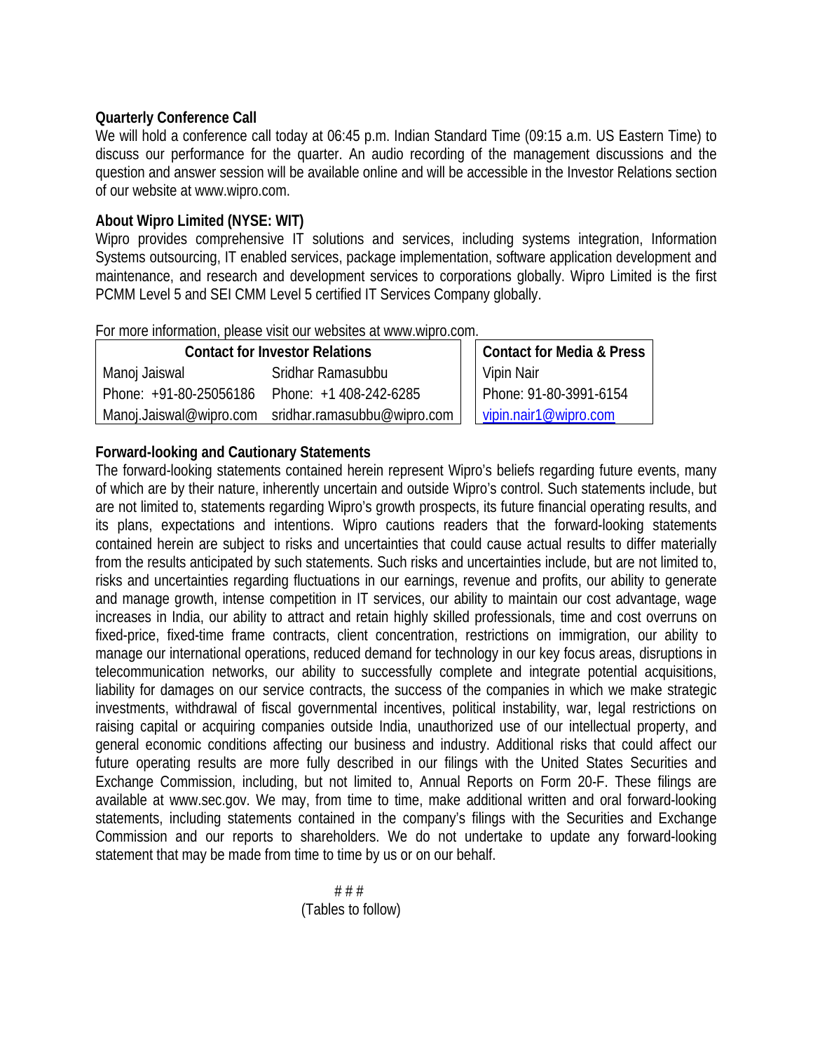**Quarterly Conference Call**

We will hold a conference call today at 06:45 p.m. Indian Standard Time (09:15 a.m. US Eastern Time) to discuss our performance for the quarter. An audio recording of the management discussions and the question and answer session will be available online and will be accessible in the Investor Relations section of our website at www.wipro.com.

**About Wipro Limited (NYSE: WIT)**

Wipro provides comprehensive IT solutions and services, including systems integration, Information Systems outsourcing, IT enabled services, package implementation, software application development and maintenance, and research and development services to corporations globally. Wipro Limited is the first PCMM Level 5 and SEI CMM Level 5 certified IT Services Company globally.

For more information, please visit our websites at www.wipro.com.

| Contact for Investor Relations | |
|---|---|
| Manoj Jaiswal | Sridhar Ramasubbu |
| Phone: +91-80-25056186 | Phone: +1 408-242-6285 |
| Manoj.Jaiswal@wipro.com | sridhar.ramasubbu@wipro.com |

| Contact for Media & Press |
|---|
| Vipin Nair |
| Phone: 91-80-3991-6154 |
| vipin.nair1@wipro.com |

**Forward-looking and Cautionary Statements**

The forward-looking statements contained herein represent Wipro's beliefs regarding future events, many of which are by their nature, inherently uncertain and outside Wipro's control. Such statements include, but are not limited to, statements regarding Wipro's growth prospects, its future financial operating results, and its plans, expectations and intentions. Wipro cautions readers that the forward-looking statements contained herein are subject to risks and uncertainties that could cause actual results to differ materially from the results anticipated by such statements. Such risks and uncertainties include, but are not limited to, risks and uncertainties regarding fluctuations in our earnings, revenue and profits, our ability to generate and manage growth, intense competition in IT services, our ability to maintain our cost advantage, wage increases in India, our ability to attract and retain highly skilled professionals, time and cost overruns on fixed-price, fixed-time frame contracts, client concentration, restrictions on immigration, our ability to manage our international operations, reduced demand for technology in our key focus areas, disruptions in telecommunication networks, our ability to successfully complete and integrate potential acquisitions, liability for damages on our service contracts, the success of the companies in which we make strategic investments, withdrawal of fiscal governmental incentives, political instability, war, legal restrictions on raising capital or acquiring companies outside India, unauthorized use of our intellectual property, and general economic conditions affecting our business and industry. Additional risks that could affect our future operating results are more fully described in our filings with the United States Securities and Exchange Commission, including, but not limited to, Annual Reports on Form 20-F. These filings are available at www.sec.gov. We may, from time to time, make additional written and oral forward-looking statements, including statements contained in the company's filings with the Securities and Exchange Commission and our reports to shareholders. We do not undertake to update any forward-looking statement that may be made from time to time by us or on our behalf.

# # #

(Tables to follow)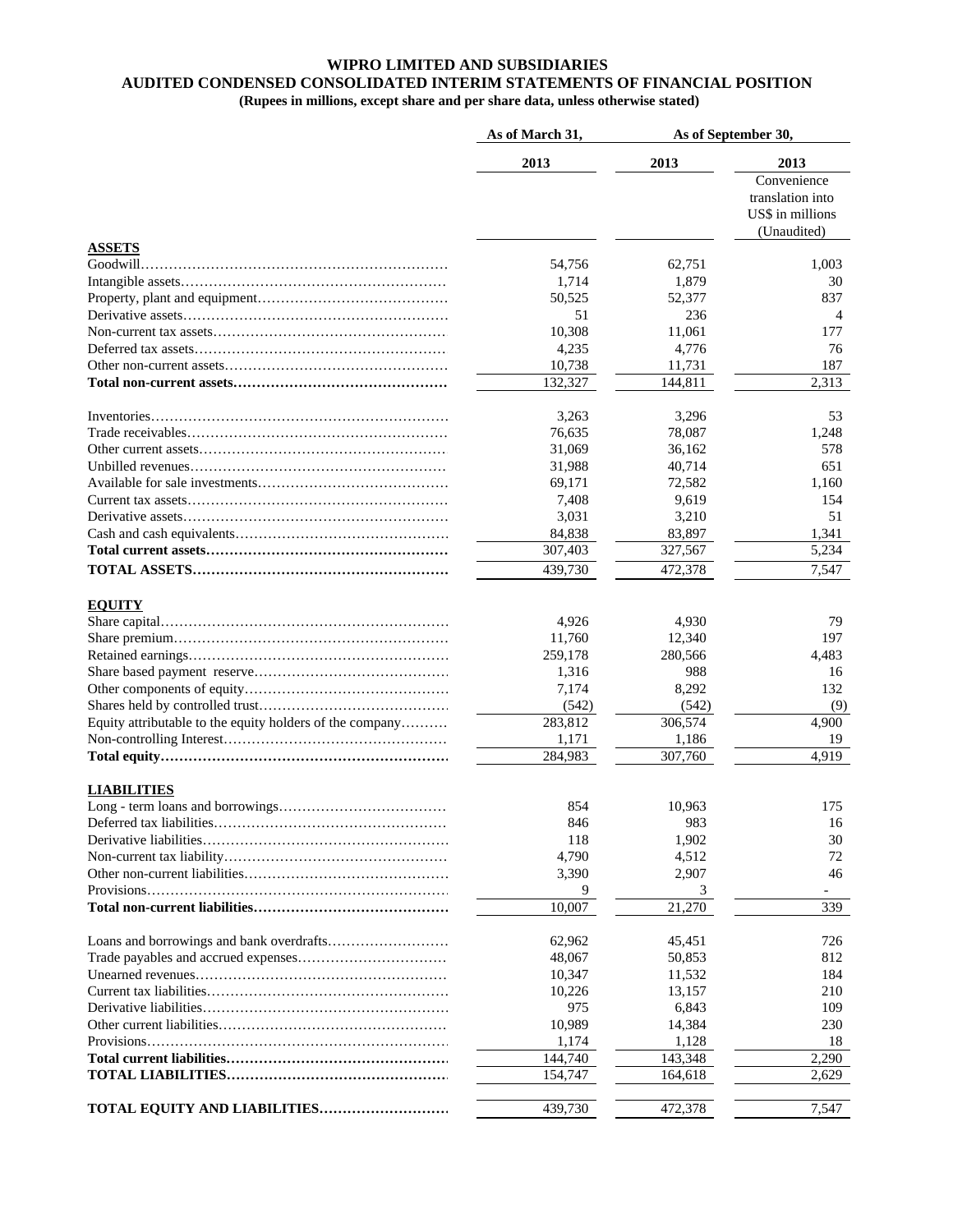**WIPRO LIMITED AND SUBSIDIARIES**
**AUDITED CONDENSED CONSOLIDATED INTERIM STATEMENTS OF FINANCIAL POSITION**
**(Rupees in millions, except share and per share data, unless otherwise stated)**

| | As of March 31, | As of September 30, | |
|---|---|---|---|
| | 2013 | 2013 | 2013 |
| | | | Convenience translation into US$ in millions (Unaudited) |
| **ASSETS** | | | |
| Goodwill | 54,756 | 62,751 | 1,003 |
| Intangible assets | 1,714 | 1,879 | 30 |
| Property, plant and equipment | 50,525 | 52,377 | 837 |
| Derivative assets | 51 | 236 | 4 |
| Non-current tax assets | 10,308 | 11,061 | 177 |
| Deferred tax assets | 4,235 | 4,776 | 76 |
| Other non-current assets | 10,738 | 11,731 | 187 |
| **Total non-current assets** | 132,327 | 144,811 | 2,313 |
| Inventories | 3,263 | 3,296 | 53 |
| Trade receivables | 76,635 | 78,087 | 1,248 |
| Other current assets | 31,069 | 36,162 | 578 |
| Unbilled revenues | 31,988 | 40,714 | 651 |
| Available for sale investments | 69,171 | 72,582 | 1,160 |
| Current tax assets | 7,408 | 9,619 | 154 |
| Derivative assets | 3,031 | 3,210 | 51 |
| Cash and cash equivalents | 84,838 | 83,897 | 1,341 |
| **Total current assets** | 307,403 | 327,567 | 5,234 |
| **TOTAL ASSETS** | 439,730 | 472,378 | 7,547 |
| **EQUITY** | | | |
| Share capital | 4,926 | 4,930 | 79 |
| Share premium | 11,760 | 12,340 | 197 |
| Retained earnings | 259,178 | 280,566 | 4,483 |
| Share based payment reserve | 1,316 | 988 | 16 |
| Other components of equity | 7,174 | 8,292 | 132 |
| Shares held by controlled trust | (542) | (542) | (9) |
| Equity attributable to the equity holders of the company | 283,812 | 306,574 | 4,900 |
| Non-controlling Interest | 1,171 | 1,186 | 19 |
| **Total equity** | 284,983 | 307,760 | 4,919 |
| **LIABILITIES** | | | |
| Long - term loans and borrowings | 854 | 10,963 | 175 |
| Deferred tax liabilities | 846 | 983 | 16 |
| Derivative liabilities | 118 | 1,902 | 30 |
| Non-current tax liability | 4,790 | 4,512 | 72 |
| Other non-current liabilities | 3,390 | 2,907 | 46 |
| Provisions | 9 | 3 | - |
| **Total non-current liabilities** | 10,007 | 21,270 | 339 |
| Loans and borrowings and bank overdrafts | 62,962 | 45,451 | 726 |
| Trade payables and accrued expenses | 48,067 | 50,853 | 812 |
| Unearned revenues | 10,347 | 11,532 | 184 |
| Current tax liabilities | 10,226 | 13,157 | 210 |
| Derivative liabilities | 975 | 6,843 | 109 |
| Other current liabilities | 10,989 | 14,384 | 230 |
| Provisions | 1,174 | 1,128 | 18 |
| **Total current liabilities** | 144,740 | 143,348 | 2,290 |
| **TOTAL LIABILITIES** | 154,747 | 164,618 | 2,629 |
| **TOTAL EQUITY AND LIABILITIES** | 439,730 | 472,378 | 7,547 |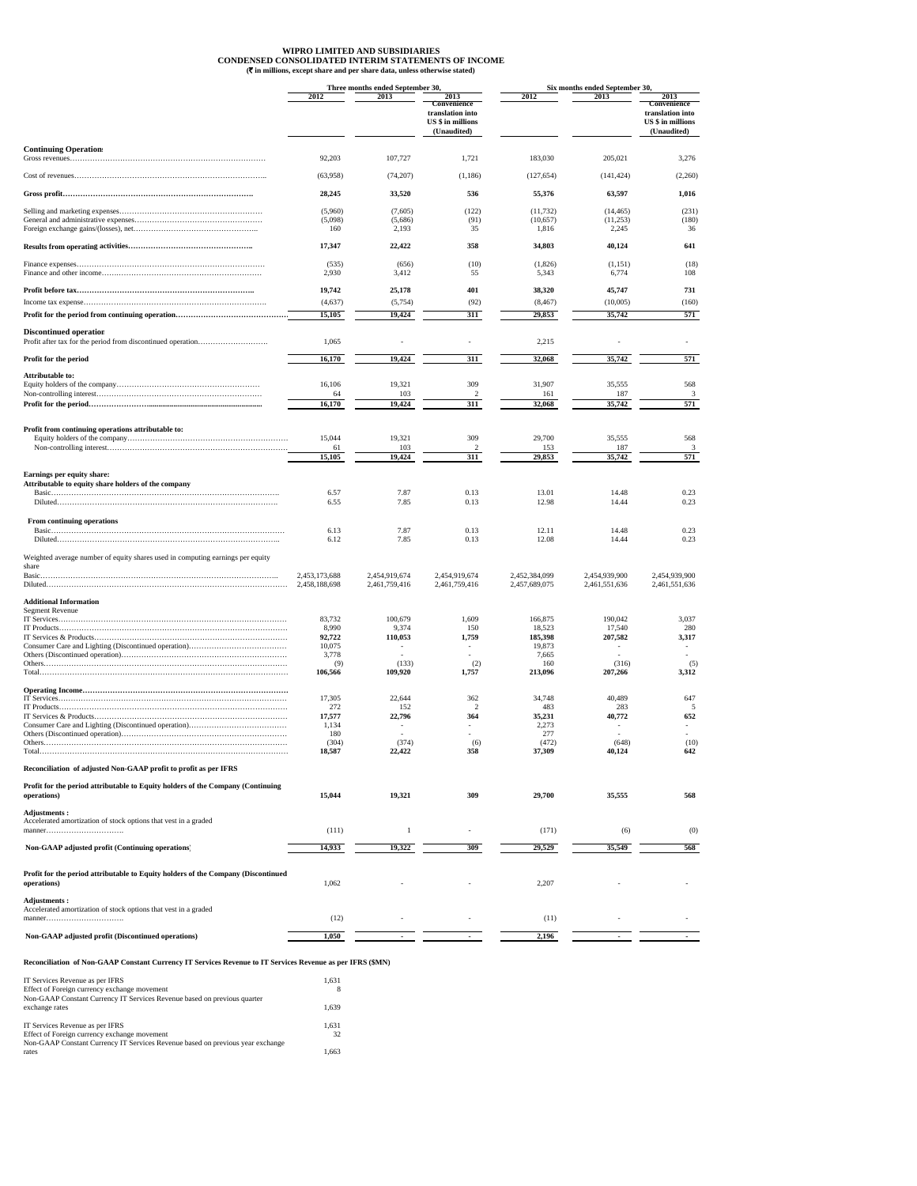# WIPRO LIMITED AND SUBSIDIARIES
## CONDENSED CONSOLIDATED INTERIM STATEMENTS OF INCOME
**(₹ in millions, except share and per share data, unless otherwise stated)**

| | Three months ended September 30, | | | Six months ended September 30, | | |
|---|---|---|---|---|---|---|
| | 2012 | 2013 | 2013 Convenience translation into US $ in millions (Unaudited) | 2012 | 2013 | 2013 Convenience translation into US $ in millions (Unaudited) |
| **Continuing Operations** | | | | | | |
| Gross revenues | 92,203 | 107,727 | 1,721 | 183,030 | 205,021 | 3,276 |
| Cost of revenues | (63,958) | (74,207) | (1,186) | (127,654) | (141,424) | (2,260) |
| **Gross profit** | **28,245** | **33,520** | **536** | **55,376** | **63,597** | **1,016** |
| Selling and marketing expenses | (5,960) | (7,605) | (122) | (11,732) | (14,465) | (231) |
| General and administrative expenses | (5,098) | (5,686) | (91) | (10,657) | (11,253) | (180) |
| Foreign exchange gains/(losses), net | 160 | 2,193 | 35 | 1,816 | 2,245 | 36 |
| **Results from operating activities** | **17,347** | **22,422** | **358** | **34,803** | **40,124** | **641** |
| Finance expenses | (535) | (656) | (10) | (1,826) | (1,151) | (18) |
| Finance and other income | 2,930 | 3,412 | 55 | 5,343 | 6,774 | 108 |
| **Profit before tax** | **19,742** | **25,178** | **401** | **38,320** | **45,747** | **731** |
| Income tax expense | (4,637) | (5,754) | (92) | (8,467) | (10,005) | (160) |
| **Profit for the period from continuing operation** | 15,105 | 19,424 | 311 | 29,853 | 35,742 | 571 |
| **Discontinued operation** | | | | | | |
| Profit after tax for the period from discontinued operation | 1,065 | - | - | 2,215 | - | - |
| **Profit for the period** | 16,170 | 19,424 | 311 | 32,068 | 35,742 | 571 |
| **Attributable to:** | | | | | | |
| Equity holders of the company | 16,106 | 19,321 | 309 | 31,907 | 35,555 | 568 |
| Non-controlling interest | 64 | 103 | 2 | 161 | 187 | 3 |
| **Profit for the period** | 16,170 | 19,424 | 311 | 32,068 | 35,742 | 571 |
| **Profit from continuing operations attributable to:** | | | | | | |
| Equity holders of the company | 15,044 | 19,321 | 309 | 29,700 | 35,555 | 568 |
| Non-controlling interest | 61 | 103 | 2 | 153 | 187 | 3 |
| | 15,105 | 19,424 | 311 | 29,853 | 35,742 | 571 |
| **Earnings per equity share:** | | | | | | |
| **Attributable to equity share holders of the company** | | | | | | |
| Basic | 6.57 | 7.87 | 0.13 | 13.01 | 14.48 | 0.23 |
| Diluted | 6.55 | 7.85 | 0.13 | 12.98 | 14.44 | 0.23 |
| **From continuing operations** | | | | | | |
| Basic | 6.13 | 7.87 | 0.13 | 12.11 | 14.48 | 0.23 |
| Diluted | 6.12 | 7.85 | 0.13 | 12.08 | 14.44 | 0.23 |
| Weighted average number of equity shares used in computing earnings per equity share | | | | | | |
| Basic | 2,453,173,688 | 2,454,919,674 | 2,454,919,674 | 2,452,384,099 | 2,454,939,900 | 2,454,939,900 |
| Diluted | 2,458,188,698 | 2,461,759,416 | 2,461,759,416 | 2,457,689,075 | 2,461,551,636 | 2,461,551,636 |
| **Additional Information** | | | | | | |
| Segment Revenue | | | | | | |
| IT Services | 83,732 | 100,679 | 1,609 | 166,875 | 190,042 | 3,037 |
| IT Products | 8,990 | 9,374 | 150 | 18,523 | 17,540 | 280 |
| IT Services & Products | **92,722** | **110,053** | **1,759** | **185,398** | **207,582** | **3,317** |
| Consumer Care and Lighting (Discontinued operation) | 10,075 | - | - | 19,873 | - | - |
| Others (Discontinued operation) | 3,778 | - | - | 7,665 | - | - |
| Others | (9) | (133) | (2) | 160 | (316) | (5) |
| Total | **106,566** | **109,920** | **1,757** | **213,096** | **207,266** | **3,312** |
| **Operating Income** | | | | | | |
| IT Services | 17,305 | 22,644 | 362 | 34,748 | 40,489 | 647 |
| IT Products | 272 | 152 | 2 | 483 | 283 | 5 |
| IT Services & Products | **17,577** | **22,796** | **364** | **35,231** | **40,772** | **652** |
| Consumer Care and Lighting (Discontinued operation) | 1,134 | - | - | 2,273 | - | - |
| Others (Discontinued operation) | 180 | - | - | 277 | - | - |
| Others | (304) | (374) | (6) | (472) | (648) | (10) |
| Total | **18,587** | **22,422** | **358** | **37,309** | **40,124** | **642** |
| **Reconciliation of adjusted Non-GAAP profit to profit as per IFRS** | | | | | | |
| **Profit for the period attributable to Equity holders of the Company (Continuing operations)** | **15,044** | **19,321** | **309** | **29,700** | **35,555** | **568** |
| **Adjustments :** | | | | | | |
| Accelerated amortization of stock options that vest in a graded manner | (111) | 1 | - | (171) | (6) | (0) |
| **Non-GAAP adjusted profit (Continuing operations)** | **14,933** | **19,322** | **309** | **29,529** | **35,549** | **568** |
| **Profit for the period attributable to Equity holders of the Company (Discontinued operations)** | 1,062 | - | - | 2,207 | - | - |
| **Adjustments :** | | | | | | |
| Accelerated amortization of stock options that vest in a graded manner | (12) | - | - | (11) | - | - |
| **Non-GAAP adjusted profit (Discontinued operations)** | **1,050** | - | - | **2,196** | - | - |

**Reconciliation of Non-GAAP Constant Currency IT Services Revenue to IT Services Revenue as per IFRS ($MN)**

| | |
|---|---|
| IT Services Revenue as per IFRS | 1,631 |
| Effect of Foreign currency exchange movement | 8 |
| Non-GAAP Constant Currency IT Services Revenue based on previous quarter exchange rates | 1,639 |
| | |
| IT Services Revenue as per IFRS | 1,631 |
| Effect of Foreign currency exchange movement | 32 |
| Non-GAAP Constant Currency IT Services Revenue based on previous year exchange rates | 1,663 |